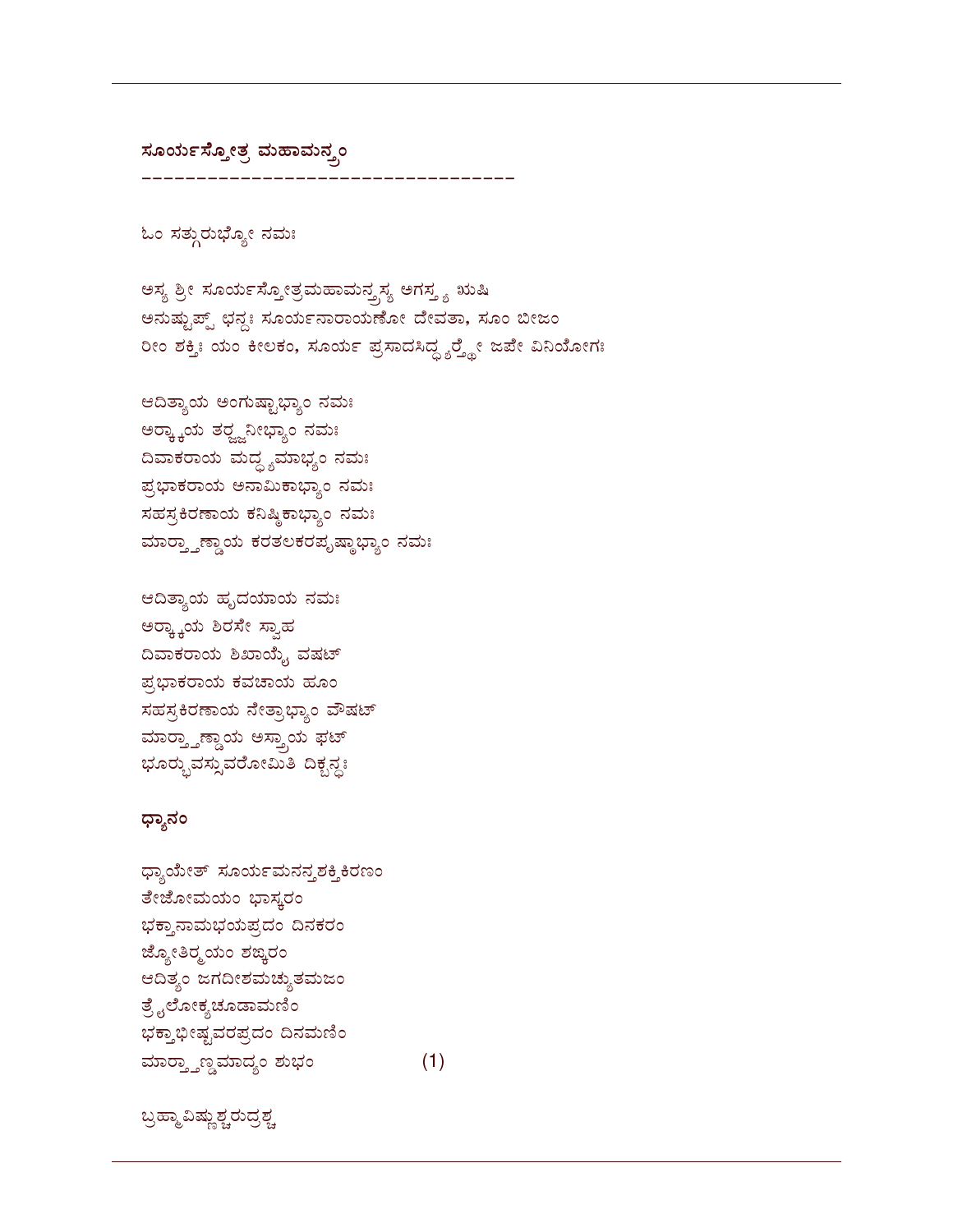## ಸೂರ್ಯಸ್ತೋತ್ರ ಮಹಾಮನ್ತ್ರಂ

-----------------------------------

ಓಂ ಸತ್ಗುರುಭ್ಯೋ ನಮಃ

ಅಸ್ಯ ಶ್ರೀ ಸೂರ್ಯಸ್ತೋತ್ರಮಹಾಮನ್ತ್ರಸ್ಯ ಅಗಸ್ತ್ಯ ಋಷಿ
ಅನುಷ್ಟುಪ್ ಛನ್ದಃ ಸೂರ್ಯನಾರಾಯಣೋ ದೇವತಾ, ಸೂಂ ಬೀಜಂ
ರೀಂ ಶಕ್ತಿಃ ಯಂ ಕೀಲಕಂ, ಸೂರ್ಯ ಪ್ರಸಾದಸಿದ್ಧ್ಯರ್ಥೇ ಜಪೇ ವಿನಿಯೋಗಃ

ಆದಿತ್ಯಾಯ ಅಂಗುಷ್ಟಾಭ್ಯಾಂ ನಮಃ
ಅರ್ಕ್ಕಾಯ ತರ್ಜ್ಜನೀಭ್ಯಾಂ ನಮಃ
ದಿವಾಕರಾಯ ಮದ್ಧ್ಯಮಾಭ್ಯಂ ನಮಃ
ಪ್ರಭಾಕರಾಯ ಅನಾಮಿಕಾಭ್ಯಾಂ ನಮಃ
ಸಹಸ್ರಕಿರಣಾಯ ಕನಿಷ್ಠಿಕಾಭ್ಯಾಂ ನಮಃ
ಮಾರ್ತ್ತಣ್ಡಾಯ ಕರತಲಕರಪೃಷ್ಠಾಭ್ಯಾಂ ನಮಃ

ಆದಿತ್ಯಾಯ ಹೃದಯಾಯ ನಮಃ
ಅರ್ಕ್ಕಾಯ ಶಿರಸೇ ಸ್ವಾಹ
ದಿವಾಕರಾಯ ಶಿಖಾಯೈ ವಷಟ್
ಪ್ರಭಾಕರಾಯ ಕವಚಾಯ ಹೂಂ
ಸಹಸ್ರಕಿರಣಾಯ ನೇತ್ರಾಭ್ಯಾಂ ವೌಷಟ್
ಮಾರ್ತ್ತಣ್ಡಾಯ ಅಸ್ತ್ರಾಯ ಫಟ್
ಭೂರ್ಭುವಸ್ಸುವರೋಮಿತಿ ದಿಕ್ಬನ್ಧಃ

### ಧ್ಯಾನಂ

ಧ್ಯಾಯೇತ್ ಸೂರ್ಯಮನನ್ತಶಕ್ತಿಕಿರಣಂ
ತೇಜೋಮಯಂ ಭಾಸ್ಕರಂ
ಭಕ್ತಾನಾಮಭಯಪ್ರದಂ ದಿನಕರಂ
ಜ್ಯೋತಿರ್ಮ್ಮಯಂ ಶಙ್ಕರಂ
ಆದಿತ್ಯಂ ಜಗದೀಶಮಚ್ಯುತಮಜಂ
ತ್ರೈಲೋಕ್ಯಚೂಡಾಮಣಿಂ
ಭಕ್ತಾಭೀಷ್ಟವರಪ್ರದಂ ದಿನಮಣಿಂ
ಮಾರ್ತ್ತಣ್ಡಮಾದ್ಯಂ ಶುಭಂ (1)

ಬ್ರಹ್ಮಾವಿಷ್ಣುಶ್ಚರುದ್ರಶ್ಚ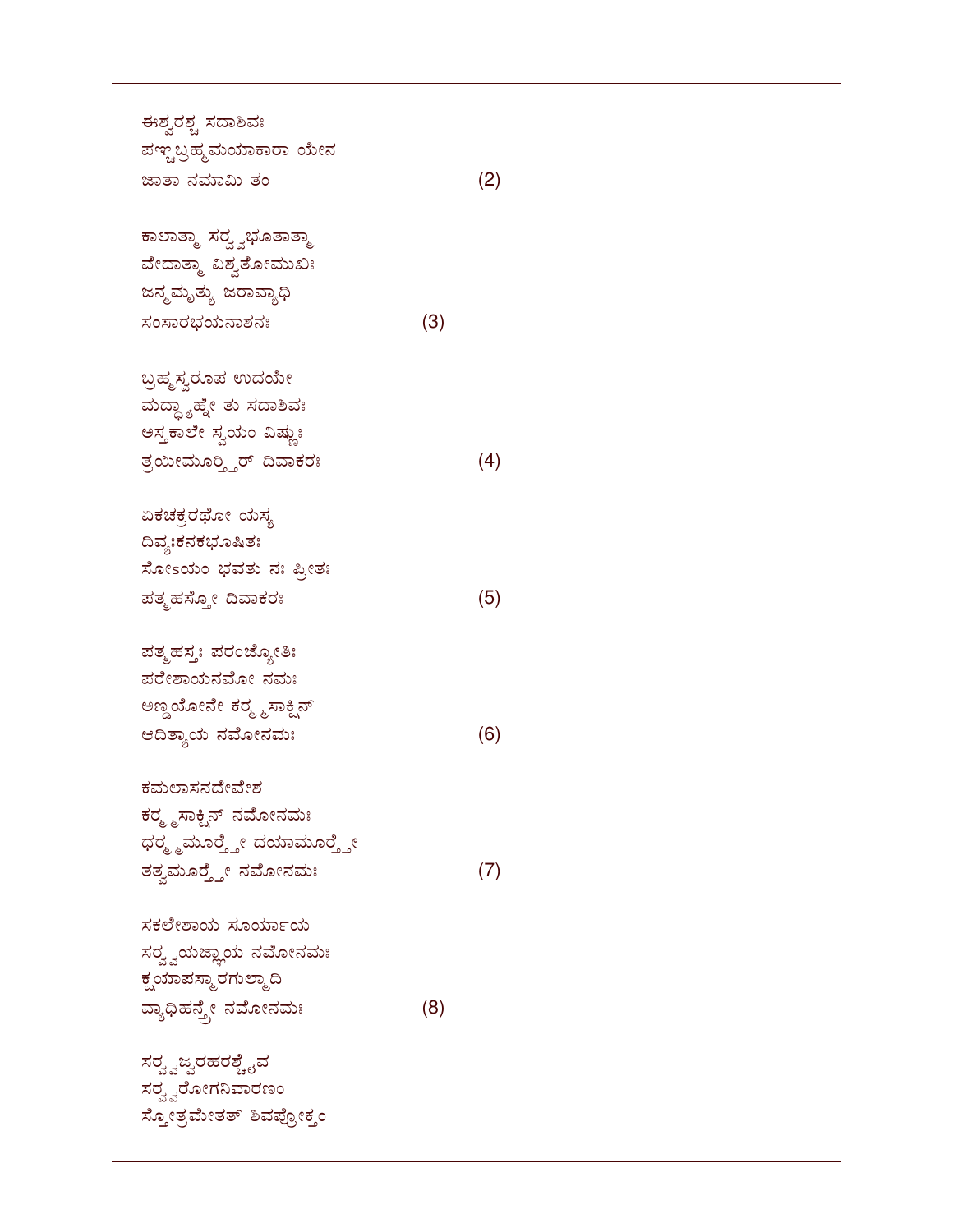ಈಶ್ವರಶ್ಚ ಸದಾಶಿವಃ
ಪಞ್ಚಬ್ರಹ್ಮಮಯಾಕಾರಾ ಯೇನ
ಜಾತಾ ನಮಾಮಿ ತಂ (2)

ಕಾಲಾತ್ಮಾ ಸರ್ವ್ವಭೂತಾತ್ಮಾ
ವೇದಾತ್ಮಾ ವಿಶ್ವತೋಮುಖಃ
ಜನ್ಮಮೃತ್ಯು ಜರಾವ್ಯಾಧಿ
ಸಂಸಾರಭಯನಾಶನಃ (3)

ಬ್ರಹ್ಮಸ್ವರೂಪ ಉದಯೇ
ಮದ್ಧ್ಯಾಹ್ನೇ ತು ಸದಾಶಿವಃ
ಅಸ್ತಕಾಲೇ ಸ್ವಯಂ ವಿಷ್ಣುಃ
ತ್ರಯೀಮೂರ್ತ್ತಿರ್ ದಿವಾಕರಃ (4)

ಏಕಚಕ್ರರಥೋ ಯಸ್ಯ
ದಿವ್ಯಃಕನಕಭೂಷಿತಃ
ಸೋಽಯಂ ಭವತು ನಃ ಪ್ರೀತಃ
ಪತ್ಮಹಸ್ತೋ ದಿವಾಕರಃ (5)

ಪತ್ಮಹಸ್ತಃ ಪರಂಜ್ಯೋತಿಃ
ಪರೇಶಾಯನಮೋ ನಮಃ
ಅಣ್ಡಯೋನೇ ಕರ್ಮ್ಮಸಾಕ್ಷಿನ್
ಆದಿತ್ಯಾಯ ನಮೋನಮಃ (6)

ಕಮಲಾಸನದೇವೇಶ
ಕರ್ಮ್ಮಸಾಕ್ಷಿನ್ ನಮೋನಮಃ
ಧರ್ಮ್ಮಮೂರ್ತ್ತೇ ದಯಾಮೂರ್ತ್ತೇ
ತತ್ವಮೂರ್ತ್ತೇ ನಮೋನಮಃ (7)

ಸಕಲೇಶಾಯ ಸೂರ್ಯಾಯ
ಸರ್ವ್ವಯಜ್ಞಾಯ ನಮೋನಮಃ
ಕ್ಷಯಾಪಸ್ಮಾರಗುಲ್ಮಾದಿ
ವ್ಯಾಧಿಹನ್ತ್ರೇ ನಮೋನಮಃ (8)

ಸರ್ವ್ವಜ್ವರಹರಶ್ಚೈವ
ಸರ್ವ್ವರೋಗನಿವಾರಣಂ
ಸ್ತೋತ್ರಮೇತತ್ ಶಿವಪ್ರೋಕ್ತಂ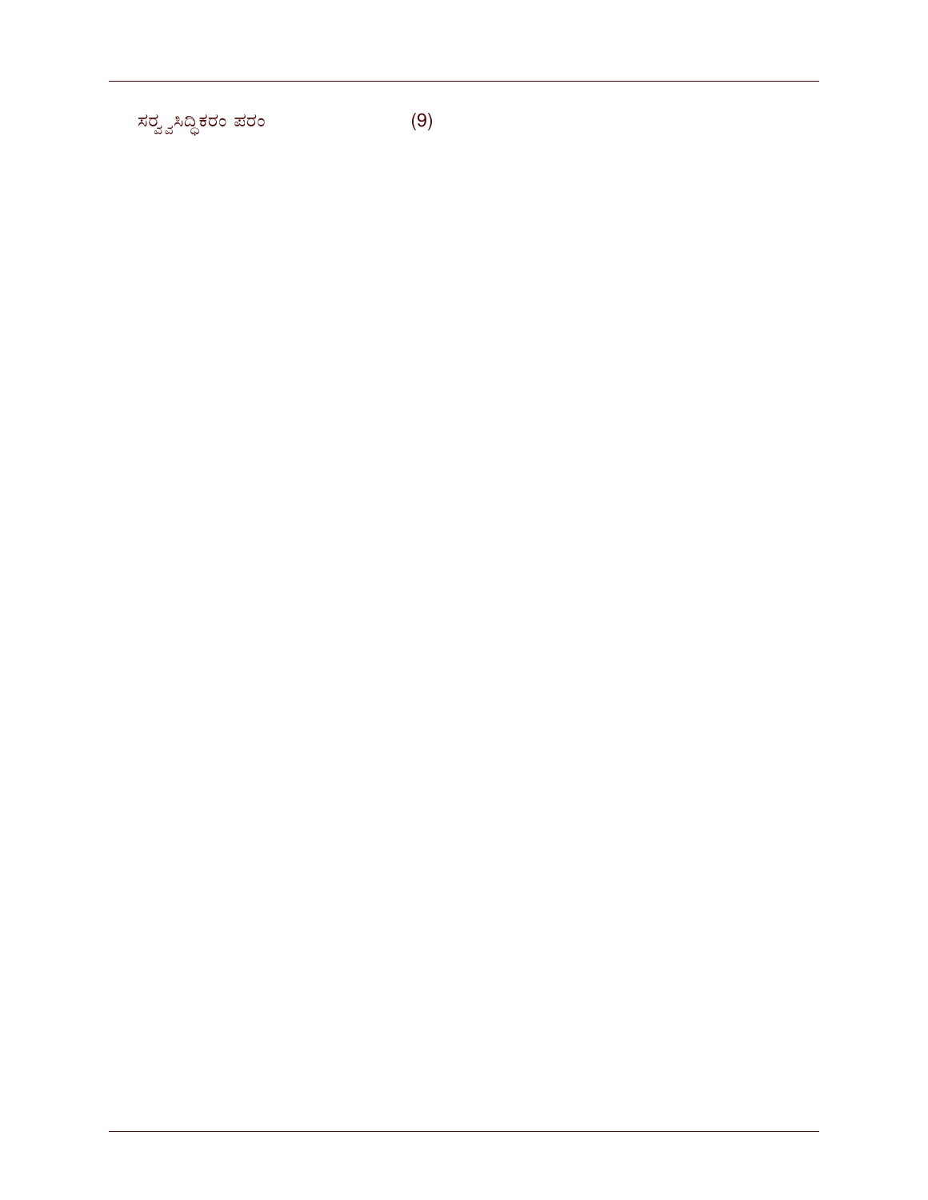ಸರ್ವ್ವಸಿಧ್ಧಿಕರಂ ಪರಂ (9)